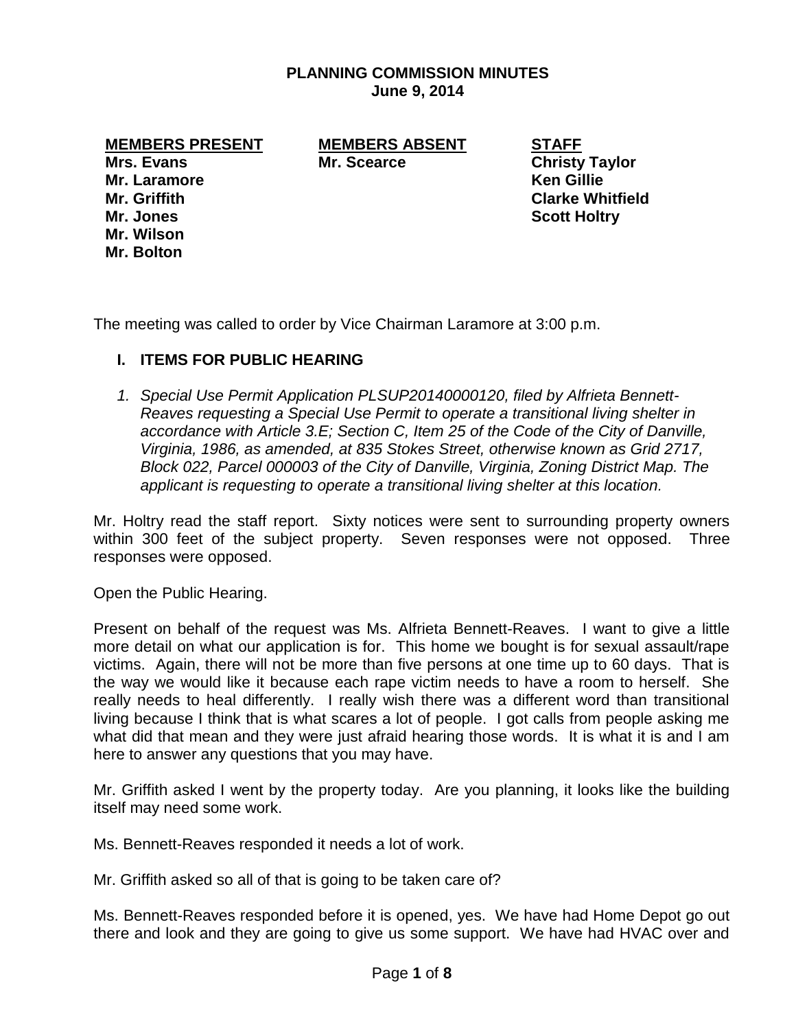# PLANNING COMMISSION MINUTES
## June 9, 2014

| MEMBERS PRESENT | MEMBERS ABSENT | STAFF |
|---|---|---|
| **Mrs. Evans** | **Mr. Scearce** | **Christy Taylor** |
| **Mr. Laramore** | | **Ken Gillie** |
| **Mr. Griffith** | | **Clarke Whitfield** |
| **Mr. Jones** | | **Scott Holtry** |
| **Mr. Wilson** | | |
| **Mr. Bolton** | | |

The meeting was called to order by Vice Chairman Laramore at 3:00 p.m.

## I. ITEMS FOR PUBLIC HEARING

1. *Special Use Permit Application PLSUP20140000120, filed by Alfrieta Bennett-Reaves requesting a Special Use Permit to operate a transitional living shelter in accordance with Article 3.E; Section C, Item 25 of the Code of the City of Danville, Virginia, 1986, as amended, at 835 Stokes Street, otherwise known as Grid 2717, Block 022, Parcel 000003 of the City of Danville, Virginia, Zoning District Map. The applicant is requesting to operate a transitional living shelter at this location.*

Mr. Holtry read the staff report. Sixty notices were sent to surrounding property owners within 300 feet of the subject property. Seven responses were not opposed. Three responses were opposed.

Open the Public Hearing.

Present on behalf of the request was Ms. Alfrieta Bennett-Reaves. I want to give a little more detail on what our application is for. This home we bought is for sexual assault/rape victims. Again, there will not be more than five persons at one time up to 60 days. That is the way we would like it because each rape victim needs to have a room to herself. She really needs to heal differently. I really wish there was a different word than transitional living because I think that is what scares a lot of people. I got calls from people asking me what did that mean and they were just afraid hearing those words. It is what it is and I am here to answer any questions that you may have.

Mr. Griffith asked I went by the property today. Are you planning, it looks like the building itself may need some work.

Ms. Bennett-Reaves responded it needs a lot of work.

Mr. Griffith asked so all of that is going to be taken care of?

Ms. Bennett-Reaves responded before it is opened, yes. We have had Home Depot go out there and look and they are going to give us some support. We have had HVAC over and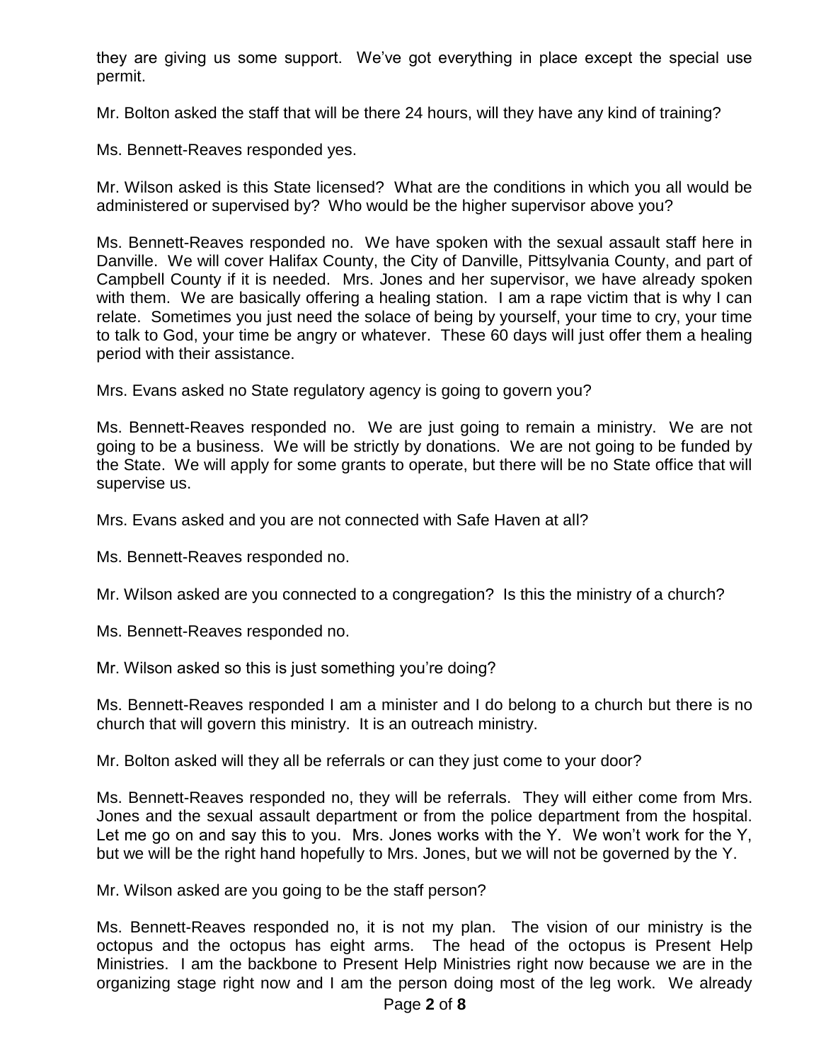they are giving us some support. We've got everything in place except the special use permit.

Mr. Bolton asked the staff that will be there 24 hours, will they have any kind of training?

Ms. Bennett-Reaves responded yes.

Mr. Wilson asked is this State licensed? What are the conditions in which you all would be administered or supervised by? Who would be the higher supervisor above you?

Ms. Bennett-Reaves responded no. We have spoken with the sexual assault staff here in Danville. We will cover Halifax County, the City of Danville, Pittsylvania County, and part of Campbell County if it is needed. Mrs. Jones and her supervisor, we have already spoken with them. We are basically offering a healing station. I am a rape victim that is why I can relate. Sometimes you just need the solace of being by yourself, your time to cry, your time to talk to God, your time be angry or whatever. These 60 days will just offer them a healing period with their assistance.

Mrs. Evans asked no State regulatory agency is going to govern you?

Ms. Bennett-Reaves responded no. We are just going to remain a ministry. We are not going to be a business. We will be strictly by donations. We are not going to be funded by the State. We will apply for some grants to operate, but there will be no State office that will supervise us.

Mrs. Evans asked and you are not connected with Safe Haven at all?

Ms. Bennett-Reaves responded no.

Mr. Wilson asked are you connected to a congregation? Is this the ministry of a church?

Ms. Bennett-Reaves responded no.

Mr. Wilson asked so this is just something you're doing?

Ms. Bennett-Reaves responded I am a minister and I do belong to a church but there is no church that will govern this ministry. It is an outreach ministry.

Mr. Bolton asked will they all be referrals or can they just come to your door?

Ms. Bennett-Reaves responded no, they will be referrals. They will either come from Mrs. Jones and the sexual assault department or from the police department from the hospital. Let me go on and say this to you. Mrs. Jones works with the Y. We won't work for the Y, but we will be the right hand hopefully to Mrs. Jones, but we will not be governed by the Y.

Mr. Wilson asked are you going to be the staff person?

Ms. Bennett-Reaves responded no, it is not my plan. The vision of our ministry is the octopus and the octopus has eight arms. The head of the octopus is Present Help Ministries. I am the backbone to Present Help Ministries right now because we are in the organizing stage right now and I am the person doing most of the leg work. We already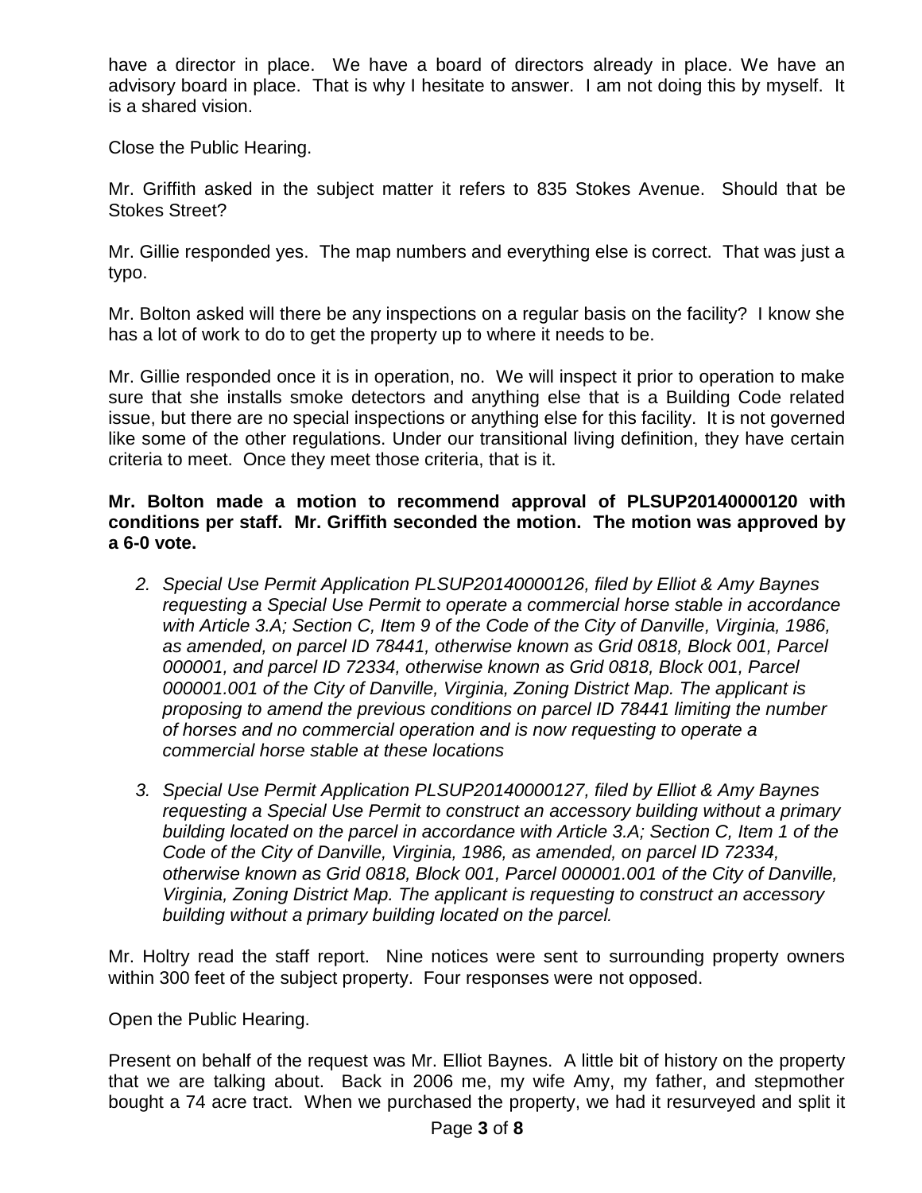have a director in place. We have a board of directors already in place. We have an advisory board in place. That is why I hesitate to answer. I am not doing this by myself. It is a shared vision.

Close the Public Hearing.

Mr. Griffith asked in the subject matter it refers to 835 Stokes Avenue. Should that be Stokes Street?

Mr. Gillie responded yes. The map numbers and everything else is correct. That was just a typo.

Mr. Bolton asked will there be any inspections on a regular basis on the facility? I know she has a lot of work to do to get the property up to where it needs to be.

Mr. Gillie responded once it is in operation, no. We will inspect it prior to operation to make sure that she installs smoke detectors and anything else that is a Building Code related issue, but there are no special inspections or anything else for this facility. It is not governed like some of the other regulations. Under our transitional living definition, they have certain criteria to meet. Once they meet those criteria, that is it.

**Mr. Bolton made a motion to recommend approval of PLSUP20140000120 with conditions per staff. Mr. Griffith seconded the motion. The motion was approved by a 6-0 vote.**

2. *Special Use Permit Application PLSUP20140000126, filed by Elliot & Amy Baynes requesting a Special Use Permit to operate a commercial horse stable in accordance with Article 3.A; Section C, Item 9 of the Code of the City of Danville, Virginia, 1986, as amended, on parcel ID 78441, otherwise known as Grid 0818, Block 001, Parcel 000001, and parcel ID 72334, otherwise known as Grid 0818, Block 001, Parcel 000001.001 of the City of Danville, Virginia, Zoning District Map. The applicant is proposing to amend the previous conditions on parcel ID 78441 limiting the number of horses and no commercial operation and is now requesting to operate a commercial horse stable at these locations*

3. *Special Use Permit Application PLSUP20140000127, filed by Elliot & Amy Baynes requesting a Special Use Permit to construct an accessory building without a primary building located on the parcel in accordance with Article 3.A; Section C, Item 1 of the Code of the City of Danville, Virginia, 1986, as amended, on parcel ID 72334, otherwise known as Grid 0818, Block 001, Parcel 000001.001 of the City of Danville, Virginia, Zoning District Map. The applicant is requesting to construct an accessory building without a primary building located on the parcel.*

Mr. Holtry read the staff report. Nine notices were sent to surrounding property owners within 300 feet of the subject property. Four responses were not opposed.

Open the Public Hearing.

Present on behalf of the request was Mr. Elliot Baynes. A little bit of history on the property that we are talking about. Back in 2006 me, my wife Amy, my father, and stepmother bought a 74 acre tract. When we purchased the property, we had it resurveyed and split it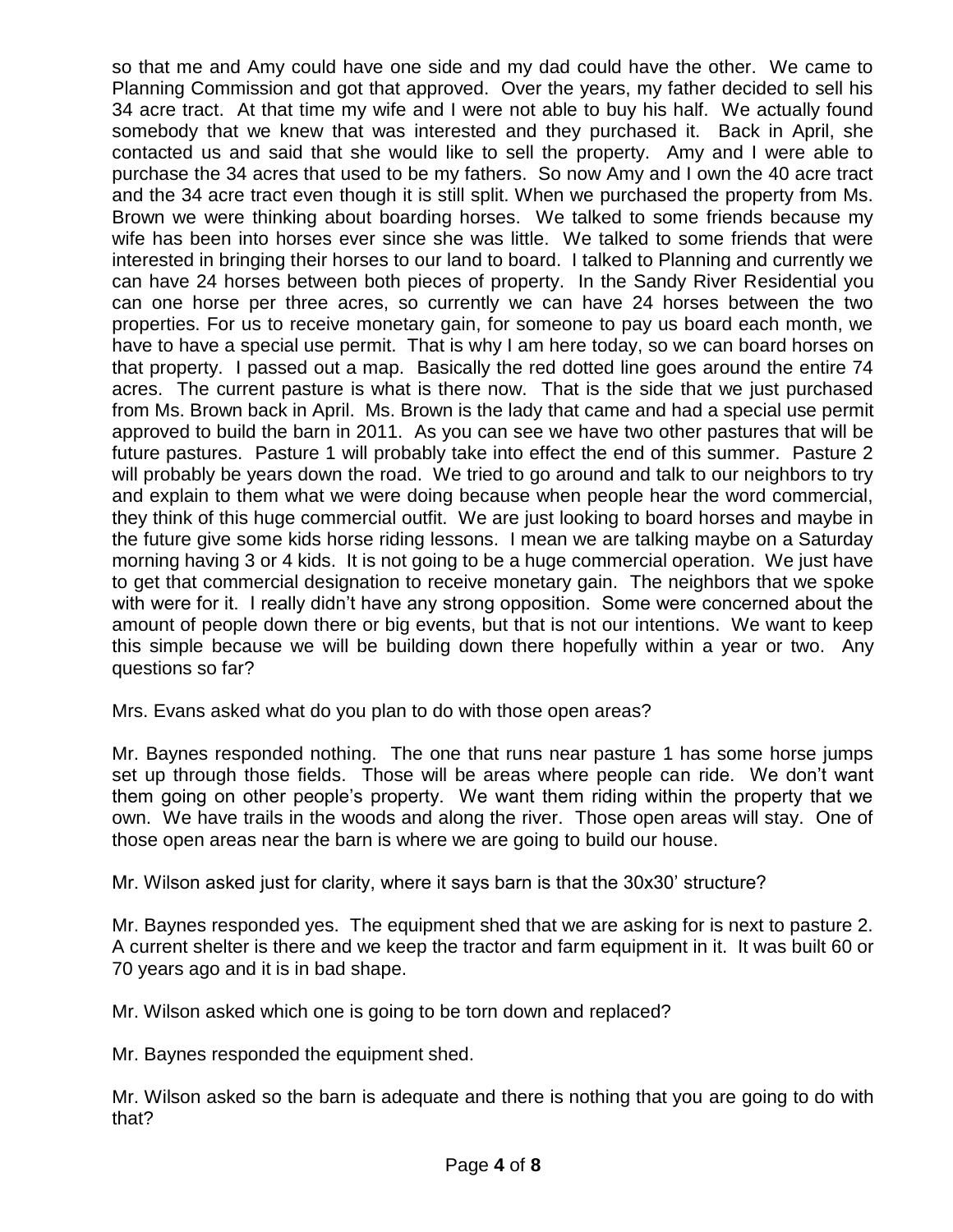so that me and Amy could have one side and my dad could have the other. We came to Planning Commission and got that approved. Over the years, my father decided to sell his 34 acre tract. At that time my wife and I were not able to buy his half. We actually found somebody that we knew that was interested and they purchased it. Back in April, she contacted us and said that she would like to sell the property. Amy and I were able to purchase the 34 acres that used to be my fathers. So now Amy and I own the 40 acre tract and the 34 acre tract even though it is still split. When we purchased the property from Ms. Brown we were thinking about boarding horses. We talked to some friends because my wife has been into horses ever since she was little. We talked to some friends that were interested in bringing their horses to our land to board. I talked to Planning and currently we can have 24 horses between both pieces of property. In the Sandy River Residential you can one horse per three acres, so currently we can have 24 horses between the two properties. For us to receive monetary gain, for someone to pay us board each month, we have to have a special use permit. That is why I am here today, so we can board horses on that property. I passed out a map. Basically the red dotted line goes around the entire 74 acres. The current pasture is what is there now. That is the side that we just purchased from Ms. Brown back in April. Ms. Brown is the lady that came and had a special use permit approved to build the barn in 2011. As you can see we have two other pastures that will be future pastures. Pasture 1 will probably take into effect the end of this summer. Pasture 2 will probably be years down the road. We tried to go around and talk to our neighbors to try and explain to them what we were doing because when people hear the word commercial, they think of this huge commercial outfit. We are just looking to board horses and maybe in the future give some kids horse riding lessons. I mean we are talking maybe on a Saturday morning having 3 or 4 kids. It is not going to be a huge commercial operation. We just have to get that commercial designation to receive monetary gain. The neighbors that we spoke with were for it. I really didn't have any strong opposition. Some were concerned about the amount of people down there or big events, but that is not our intentions. We want to keep this simple because we will be building down there hopefully within a year or two. Any questions so far?

Mrs. Evans asked what do you plan to do with those open areas?

Mr. Baynes responded nothing. The one that runs near pasture 1 has some horse jumps set up through those fields. Those will be areas where people can ride. We don't want them going on other people's property. We want them riding within the property that we own. We have trails in the woods and along the river. Those open areas will stay. One of those open areas near the barn is where we are going to build our house.

Mr. Wilson asked just for clarity, where it says barn is that the 30x30' structure?

Mr. Baynes responded yes. The equipment shed that we are asking for is next to pasture 2. A current shelter is there and we keep the tractor and farm equipment in it. It was built 60 or 70 years ago and it is in bad shape.

Mr. Wilson asked which one is going to be torn down and replaced?

Mr. Baynes responded the equipment shed.

Mr. Wilson asked so the barn is adequate and there is nothing that you are going to do with that?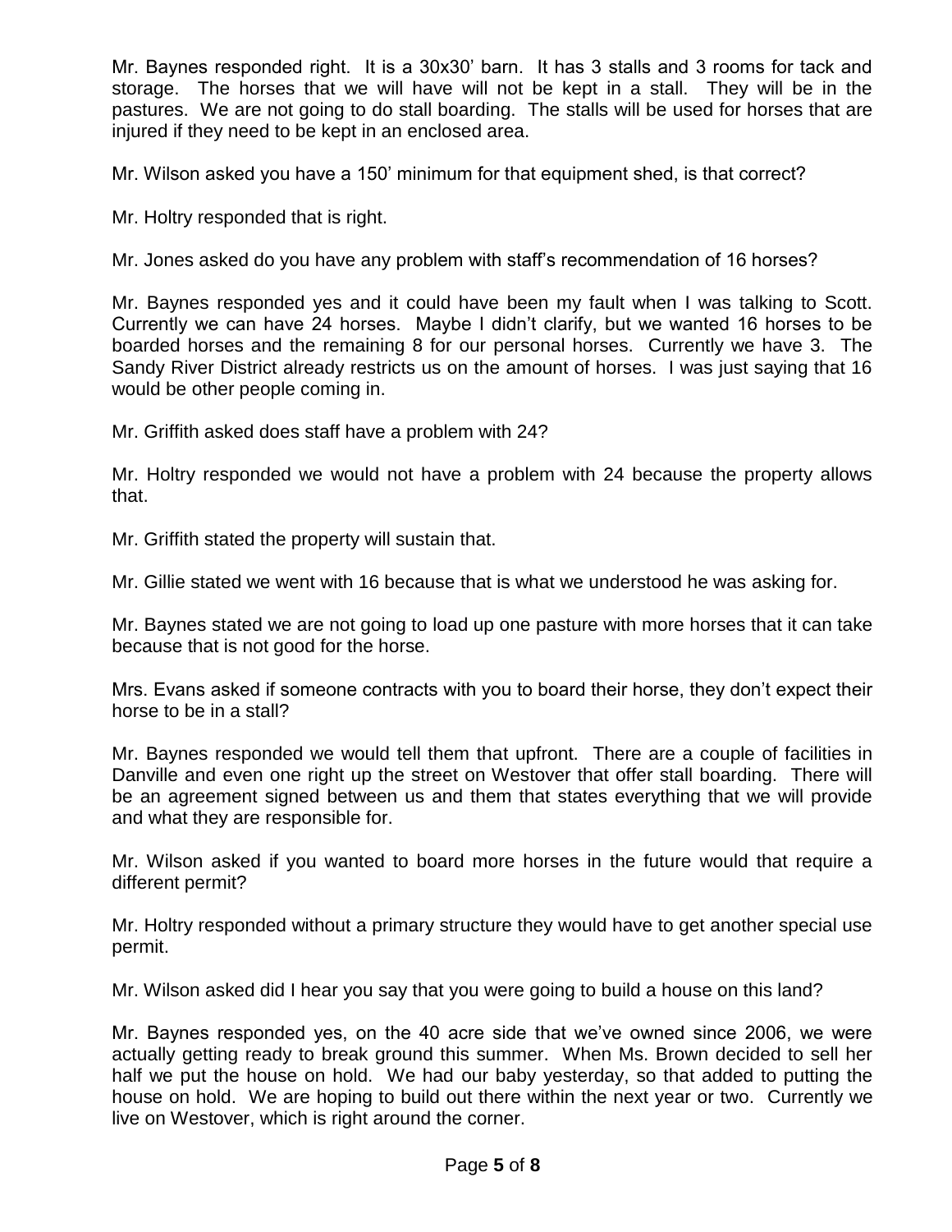Mr. Baynes responded right. It is a 30x30' barn. It has 3 stalls and 3 rooms for tack and storage. The horses that we will have will not be kept in a stall. They will be in the pastures. We are not going to do stall boarding. The stalls will be used for horses that are injured if they need to be kept in an enclosed area.

Mr. Wilson asked you have a 150' minimum for that equipment shed, is that correct?

Mr. Holtry responded that is right.

Mr. Jones asked do you have any problem with staff's recommendation of 16 horses?

Mr. Baynes responded yes and it could have been my fault when I was talking to Scott. Currently we can have 24 horses. Maybe I didn't clarify, but we wanted 16 horses to be boarded horses and the remaining 8 for our personal horses. Currently we have 3. The Sandy River District already restricts us on the amount of horses. I was just saying that 16 would be other people coming in.

Mr. Griffith asked does staff have a problem with 24?

Mr. Holtry responded we would not have a problem with 24 because the property allows that.

Mr. Griffith stated the property will sustain that.

Mr. Gillie stated we went with 16 because that is what we understood he was asking for.

Mr. Baynes stated we are not going to load up one pasture with more horses that it can take because that is not good for the horse.

Mrs. Evans asked if someone contracts with you to board their horse, they don't expect their horse to be in a stall?

Mr. Baynes responded we would tell them that upfront. There are a couple of facilities in Danville and even one right up the street on Westover that offer stall boarding. There will be an agreement signed between us and them that states everything that we will provide and what they are responsible for.

Mr. Wilson asked if you wanted to board more horses in the future would that require a different permit?

Mr. Holtry responded without a primary structure they would have to get another special use permit.

Mr. Wilson asked did I hear you say that you were going to build a house on this land?

Mr. Baynes responded yes, on the 40 acre side that we've owned since 2006, we were actually getting ready to break ground this summer. When Ms. Brown decided to sell her half we put the house on hold. We had our baby yesterday, so that added to putting the house on hold. We are hoping to build out there within the next year or two. Currently we live on Westover, which is right around the corner.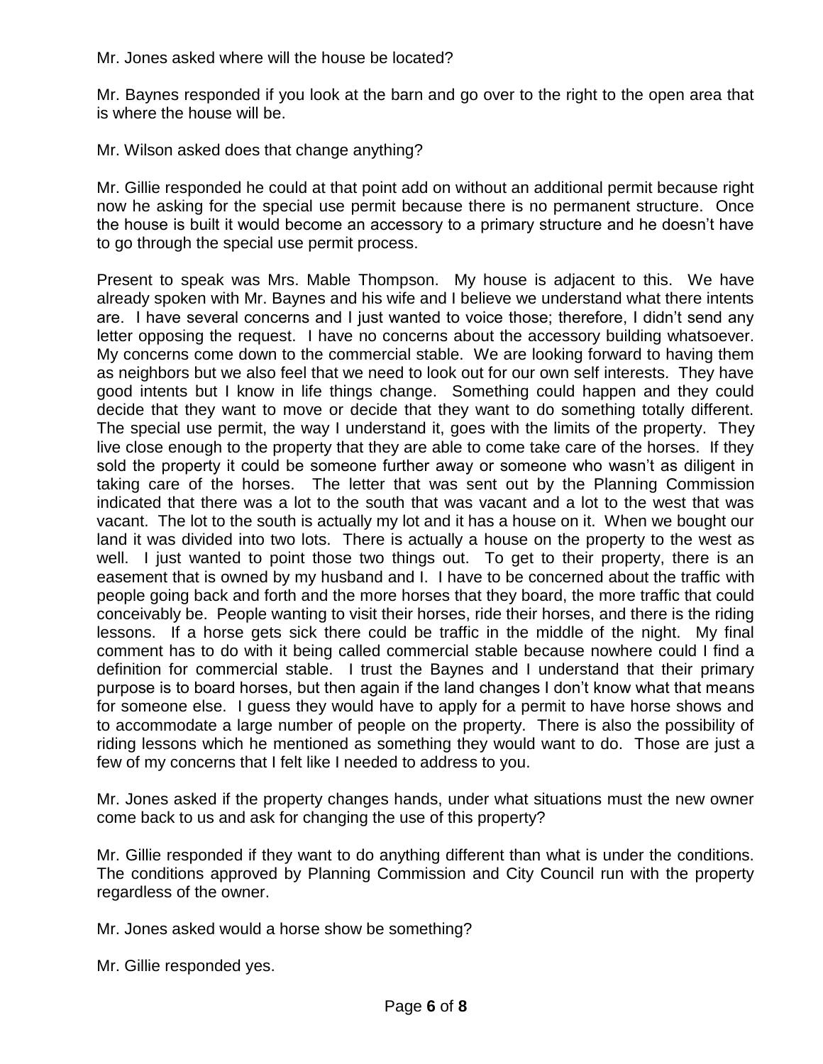Mr. Jones asked where will the house be located?

Mr. Baynes responded if you look at the barn and go over to the right to the open area that is where the house will be.

Mr. Wilson asked does that change anything?

Mr. Gillie responded he could at that point add on without an additional permit because right now he asking for the special use permit because there is no permanent structure. Once the house is built it would become an accessory to a primary structure and he doesn't have to go through the special use permit process.

Present to speak was Mrs. Mable Thompson. My house is adjacent to this. We have already spoken with Mr. Baynes and his wife and I believe we understand what there intents are. I have several concerns and I just wanted to voice those; therefore, I didn't send any letter opposing the request. I have no concerns about the accessory building whatsoever. My concerns come down to the commercial stable. We are looking forward to having them as neighbors but we also feel that we need to look out for our own self interests. They have good intents but I know in life things change. Something could happen and they could decide that they want to move or decide that they want to do something totally different. The special use permit, the way I understand it, goes with the limits of the property. They live close enough to the property that they are able to come take care of the horses. If they sold the property it could be someone further away or someone who wasn't as diligent in taking care of the horses. The letter that was sent out by the Planning Commission indicated that there was a lot to the south that was vacant and a lot to the west that was vacant. The lot to the south is actually my lot and it has a house on it. When we bought our land it was divided into two lots. There is actually a house on the property to the west as well. I just wanted to point those two things out. To get to their property, there is an easement that is owned by my husband and I. I have to be concerned about the traffic with people going back and forth and the more horses that they board, the more traffic that could conceivably be. People wanting to visit their horses, ride their horses, and there is the riding lessons. If a horse gets sick there could be traffic in the middle of the night. My final comment has to do with it being called commercial stable because nowhere could I find a definition for commercial stable. I trust the Baynes and I understand that their primary purpose is to board horses, but then again if the land changes I don't know what that means for someone else. I guess they would have to apply for a permit to have horse shows and to accommodate a large number of people on the property. There is also the possibility of riding lessons which he mentioned as something they would want to do. Those are just a few of my concerns that I felt like I needed to address to you.

Mr. Jones asked if the property changes hands, under what situations must the new owner come back to us and ask for changing the use of this property?

Mr. Gillie responded if they want to do anything different than what is under the conditions. The conditions approved by Planning Commission and City Council run with the property regardless of the owner.

Mr. Jones asked would a horse show be something?

Mr. Gillie responded yes.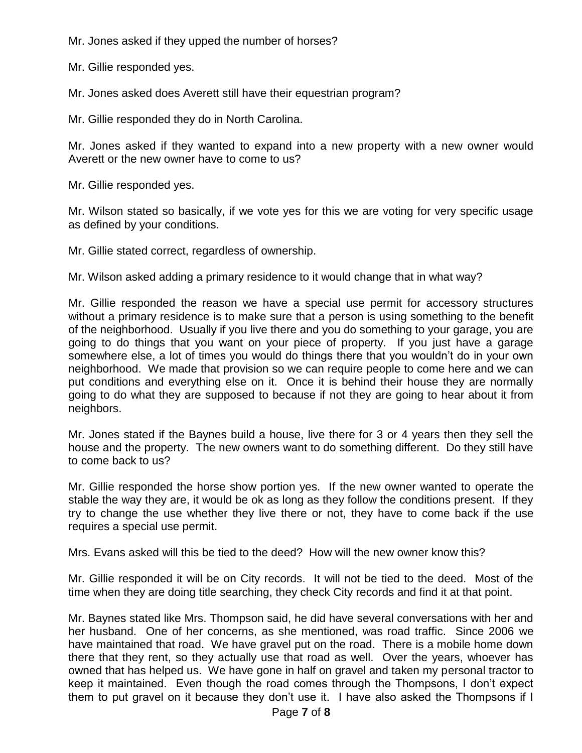Mr. Jones asked if they upped the number of horses?

Mr. Gillie responded yes.

Mr. Jones asked does Averett still have their equestrian program?

Mr. Gillie responded they do in North Carolina.

Mr. Jones asked if they wanted to expand into a new property with a new owner would Averett or the new owner have to come to us?

Mr. Gillie responded yes.

Mr. Wilson stated so basically, if we vote yes for this we are voting for very specific usage as defined by your conditions.

Mr. Gillie stated correct, regardless of ownership.

Mr. Wilson asked adding a primary residence to it would change that in what way?

Mr. Gillie responded the reason we have a special use permit for accessory structures without a primary residence is to make sure that a person is using something to the benefit of the neighborhood. Usually if you live there and you do something to your garage, you are going to do things that you want on your piece of property. If you just have a garage somewhere else, a lot of times you would do things there that you wouldn't do in your own neighborhood. We made that provision so we can require people to come here and we can put conditions and everything else on it. Once it is behind their house they are normally going to do what they are supposed to because if not they are going to hear about it from neighbors.

Mr. Jones stated if the Baynes build a house, live there for 3 or 4 years then they sell the house and the property. The new owners want to do something different. Do they still have to come back to us?

Mr. Gillie responded the horse show portion yes. If the new owner wanted to operate the stable the way they are, it would be ok as long as they follow the conditions present. If they try to change the use whether they live there or not, they have to come back if the use requires a special use permit.

Mrs. Evans asked will this be tied to the deed? How will the new owner know this?

Mr. Gillie responded it will be on City records. It will not be tied to the deed. Most of the time when they are doing title searching, they check City records and find it at that point.

Mr. Baynes stated like Mrs. Thompson said, he did have several conversations with her and her husband. One of her concerns, as she mentioned, was road traffic. Since 2006 we have maintained that road. We have gravel put on the road. There is a mobile home down there that they rent, so they actually use that road as well. Over the years, whoever has owned that has helped us. We have gone in half on gravel and taken my personal tractor to keep it maintained. Even though the road comes through the Thompsons, I don't expect them to put gravel on it because they don't use it. I have also asked the Thompsons if I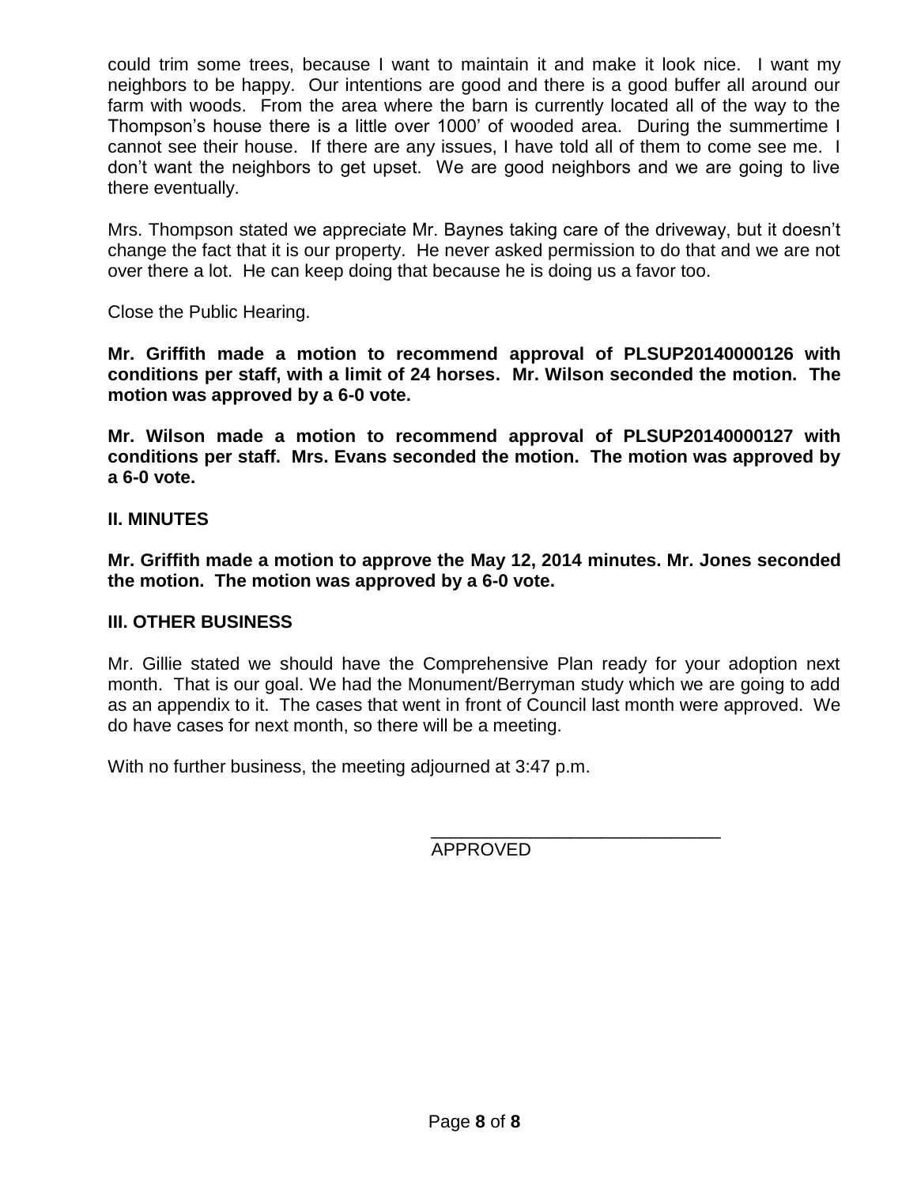could trim some trees, because I want to maintain it and make it look nice. I want my neighbors to be happy. Our intentions are good and there is a good buffer all around our farm with woods. From the area where the barn is currently located all of the way to the Thompson's house there is a little over 1000' of wooded area. During the summertime I cannot see their house. If there are any issues, I have told all of them to come see me. I don't want the neighbors to get upset. We are good neighbors and we are going to live there eventually.

Mrs. Thompson stated we appreciate Mr. Baynes taking care of the driveway, but it doesn't change the fact that it is our property. He never asked permission to do that and we are not over there a lot. He can keep doing that because he is doing us a favor too.

Close the Public Hearing.

**Mr. Griffith made a motion to recommend approval of PLSUP20140000126 with conditions per staff, with a limit of 24 horses. Mr. Wilson seconded the motion. The motion was approved by a 6-0 vote.**

**Mr. Wilson made a motion to recommend approval of PLSUP20140000127 with conditions per staff. Mrs. Evans seconded the motion. The motion was approved by a 6-0 vote.**

## II. MINUTES

**Mr. Griffith made a motion to approve the May 12, 2014 minutes. Mr. Jones seconded the motion. The motion was approved by a 6-0 vote.**

## III. OTHER BUSINESS

Mr. Gillie stated we should have the Comprehensive Plan ready for your adoption next month. That is our goal. We had the Monument/Berryman study which we are going to add as an appendix to it. The cases that went in front of Council last month were approved. We do have cases for next month, so there will be a meeting.

With no further business, the meeting adjourned at 3:47 p.m.

______________________________
APPROVED